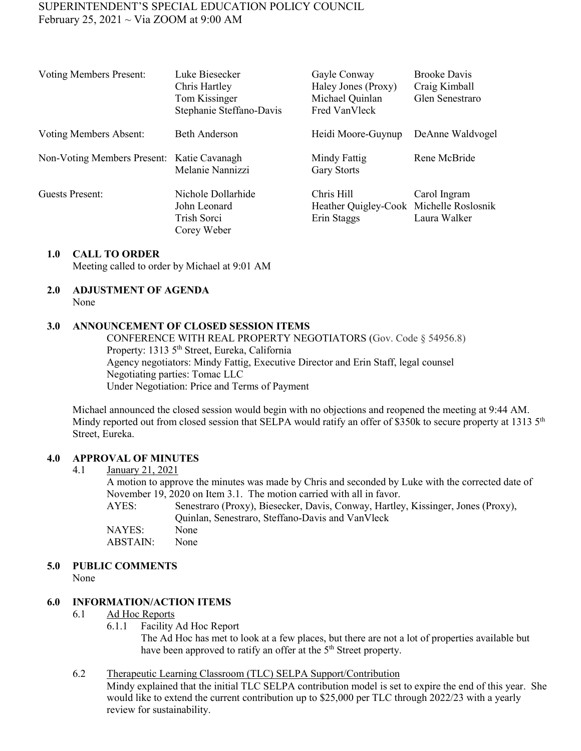SUPERINTENDENT'S SPECIAL EDUCATION POLICY COUNCIL
February 25, 2021 ~ Via ZOOM at 9:00 AM

| | | | |
|---|---|---|---|
| Voting Members Present: | Luke Biesecker | Gayle Conway | Brooke Davis |
| | Chris Hartley | Haley Jones (Proxy) | Craig Kimball |
| | Tom Kissinger | Michael Quinlan | Glen Senestraro |
| | Stephanie Steffano-Davis | Fred VanVleck | |
| Voting Members Absent: | Beth Anderson | Heidi Moore-Guynup | DeAnne Waldvogel |
| Non-Voting Members Present: | Katie Cavanagh | Mindy Fattig | Rene McBride |
| | Melanie Nannizzi | Gary Storts | |
| Guests Present: | Nichole Dollarhide | Chris Hill | Carol Ingram |
| | John Leonard | Heather Quigley-Cook | Michelle Roslosnik |
| | Trish Sorci | Erin Staggs | Laura Walker |
| | Corey Weber | | |

**1.0 CALL TO ORDER**
Meeting called to order by Michael at 9:01 AM

**2.0 ADJUSTMENT OF AGENDA**
None

**3.0 ANNOUNCEMENT OF CLOSED SESSION ITEMS**

CONFERENCE WITH REAL PROPERTY NEGOTIATORS (Gov. Code § 54956.8)
Property: 1313 5th Street, Eureka, California
Agency negotiators: Mindy Fattig, Executive Director and Erin Staff, legal counsel
Negotiating parties: Tomac LLC
Under Negotiation: Price and Terms of Payment

Michael announced the closed session would begin with no objections and reopened the meeting at 9:44 AM. Mindy reported out from closed session that SELPA would ratify an offer of $350k to secure property at 1313 5th Street, Eureka.

**4.0 APPROVAL OF MINUTES**

4.1 January 21, 2021

A motion to approve the minutes was made by Chris and seconded by Luke with the corrected date of November 19, 2020 on Item 3.1. The motion carried with all in favor.

AYES: Senestraro (Proxy), Biesecker, Davis, Conway, Hartley, Kissinger, Jones (Proxy), Quinlan, Senestraro, Steffano-Davis and VanVleck
NAYES: None
ABSTAIN: None

**5.0 PUBLIC COMMENTS**
None

**6.0 INFORMATION/ACTION ITEMS**

6.1 Ad Hoc Reports

6.1.1 Facility Ad Hoc Report
The Ad Hoc has met to look at a few places, but there are not a lot of properties available but have been approved to ratify an offer at the 5th Street property.

6.2 Therapeutic Learning Classroom (TLC) SELPA Support/Contribution
Mindy explained that the initial TLC SELPA contribution model is set to expire the end of this year. She would like to extend the current contribution up to $25,000 per TLC through 2022/23 with a yearly review for sustainability.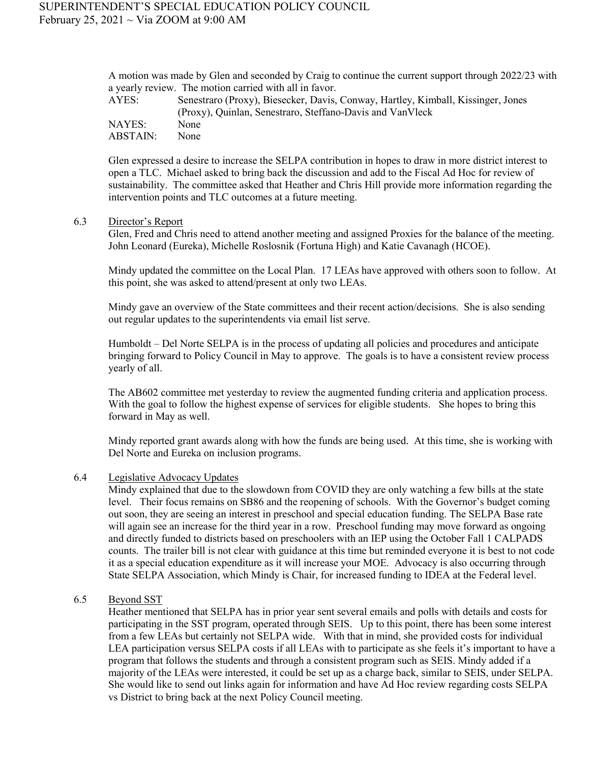A motion was made by Glen and seconded by Craig to continue the current support through 2022/23 with a yearly review. The motion carried with all in favor.

AYES: Senestraro (Proxy), Biesecker, Davis, Conway, Hartley, Kimball, Kissinger, Jones (Proxy), Quinlan, Senestraro, Steffano-Davis and VanVleck
NAYES: None
ABSTAIN: None

Glen expressed a desire to increase the SELPA contribution in hopes to draw in more district interest to open a TLC. Michael asked to bring back the discussion and add to the Fiscal Ad Hoc for review of sustainability. The committee asked that Heather and Chris Hill provide more information regarding the intervention points and TLC outcomes at a future meeting.

6.3 Director's Report

Glen, Fred and Chris need to attend another meeting and assigned Proxies for the balance of the meeting. John Leonard (Eureka), Michelle Roslosnik (Fortuna High) and Katie Cavanagh (HCOE).

Mindy updated the committee on the Local Plan. 17 LEAs have approved with others soon to follow. At this point, she was asked to attend/present at only two LEAs.

Mindy gave an overview of the State committees and their recent action/decisions. She is also sending out regular updates to the superintendents via email list serve.

Humboldt – Del Norte SELPA is in the process of updating all policies and procedures and anticipate bringing forward to Policy Council in May to approve. The goals is to have a consistent review process yearly of all.

The AB602 committee met yesterday to review the augmented funding criteria and application process. With the goal to follow the highest expense of services for eligible students. She hopes to bring this forward in May as well.

Mindy reported grant awards along with how the funds are being used. At this time, she is working with Del Norte and Eureka on inclusion programs.

6.4 Legislative Advocacy Updates

Mindy explained that due to the slowdown from COVID they are only watching a few bills at the state level. Their focus remains on SB86 and the reopening of schools. With the Governor's budget coming out soon, they are seeing an interest in preschool and special education funding. The SELPA Base rate will again see an increase for the third year in a row. Preschool funding may move forward as ongoing and directly funded to districts based on preschoolers with an IEP using the October Fall 1 CALPADS counts. The trailer bill is not clear with guidance at this time but reminded everyone it is best to not code it as a special education expenditure as it will increase your MOE. Advocacy is also occurring through State SELPA Association, which Mindy is Chair, for increased funding to IDEA at the Federal level.

6.5 Beyond SST

Heather mentioned that SELPA has in prior year sent several emails and polls with details and costs for participating in the SST program, operated through SEIS. Up to this point, there has been some interest from a few LEAs but certainly not SELPA wide. With that in mind, she provided costs for individual LEA participation versus SELPA costs if all LEAs with to participate as she feels it's important to have a program that follows the students and through a consistent program such as SEIS. Mindy added if a majority of the LEAs were interested, it could be set up as a charge back, similar to SEIS, under SELPA. She would like to send out links again for information and have Ad Hoc review regarding costs SELPA vs District to bring back at the next Policy Council meeting.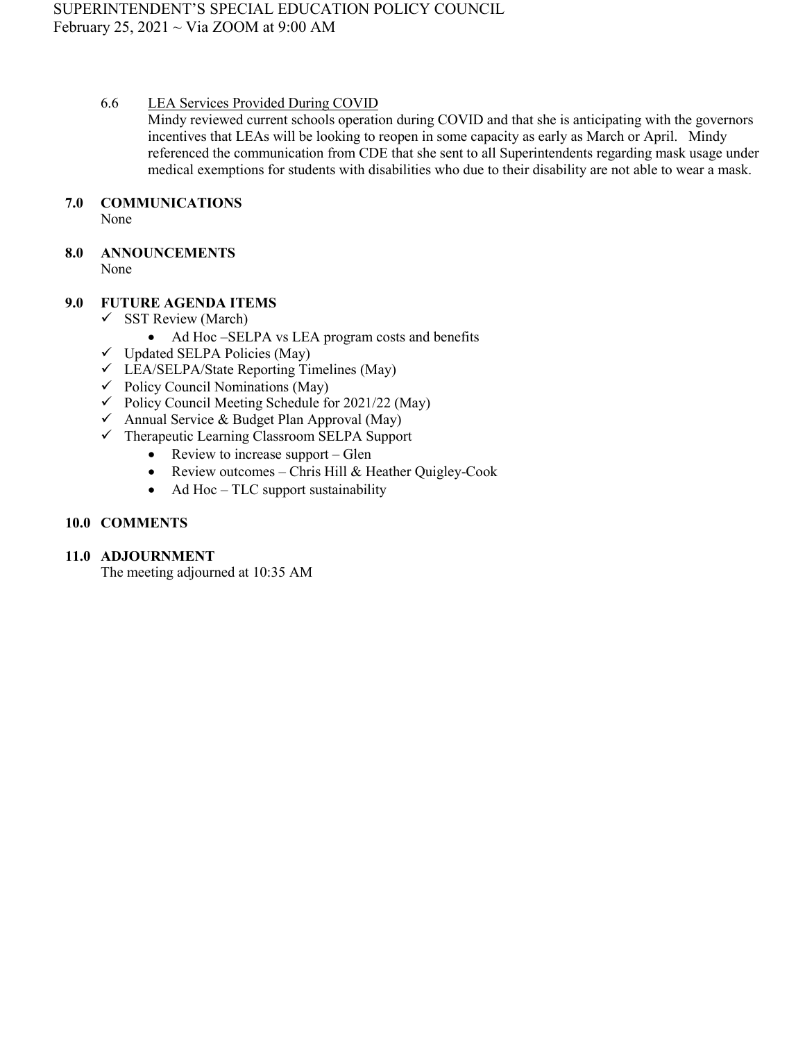6.6 LEA Services Provided During COVID

Mindy reviewed current schools operation during COVID and that she is anticipating with the governors incentives that LEAs will be looking to reopen in some capacity as early as March or April. Mindy referenced the communication from CDE that she sent to all Superintendents regarding mask usage under medical exemptions for students with disabilities who due to their disability are not able to wear a mask.

## 7.0 COMMUNICATIONS

None

## 8.0 ANNOUNCEMENTS

None

## 9.0 FUTURE AGENDA ITEMS

- ✓ SST Review (March)
  - Ad Hoc –SELPA vs LEA program costs and benefits
- ✓ Updated SELPA Policies (May)
- ✓ LEA/SELPA/State Reporting Timelines (May)
- ✓ Policy Council Nominations (May)
- ✓ Policy Council Meeting Schedule for 2021/22 (May)
- ✓ Annual Service & Budget Plan Approval (May)
- ✓ Therapeutic Learning Classroom SELPA Support
  - Review to increase support – Glen
  - Review outcomes – Chris Hill & Heather Quigley-Cook
  - Ad Hoc – TLC support sustainability

## 10.0 COMMENTS

## 11.0 ADJOURNMENT

The meeting adjourned at 10:35 AM